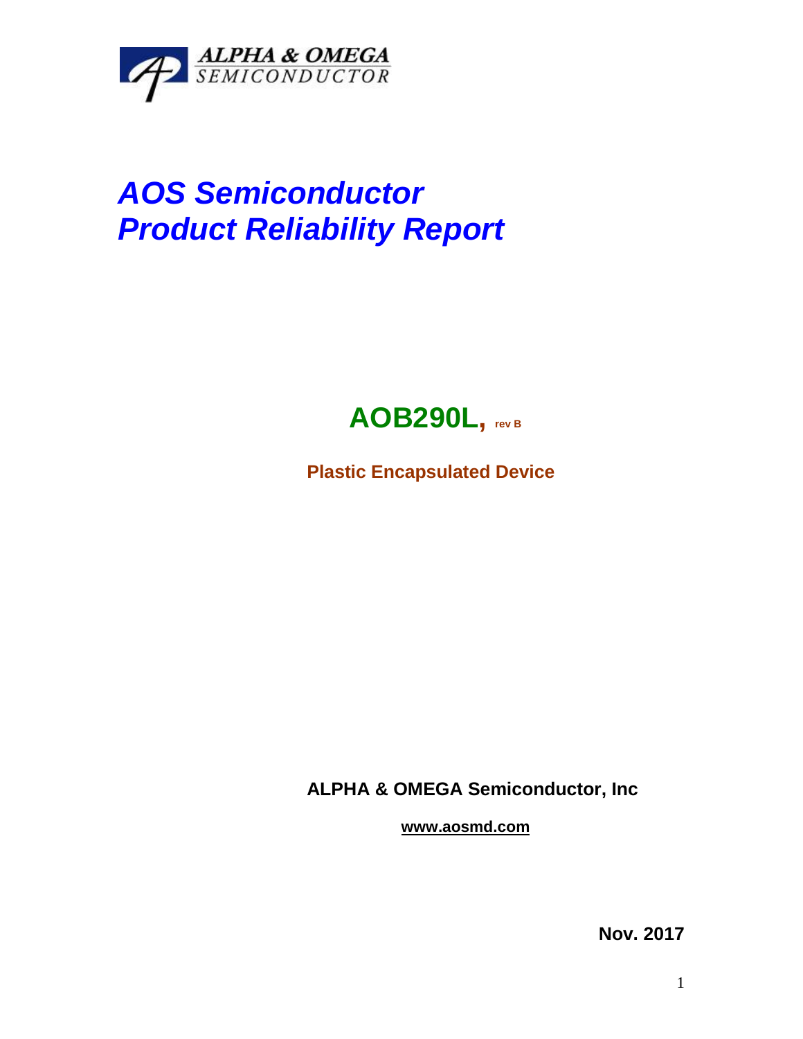ALPHA & OMEGA
SEMICONDUCTOR

# *AOS Semiconductor*
# *Product Reliability Report*

## AOB290L, rev B

**Plastic Encapsulated Device**

**ALPHA & OMEGA Semiconductor, Inc**

**www.aosmd.com**

**Nov. 2017**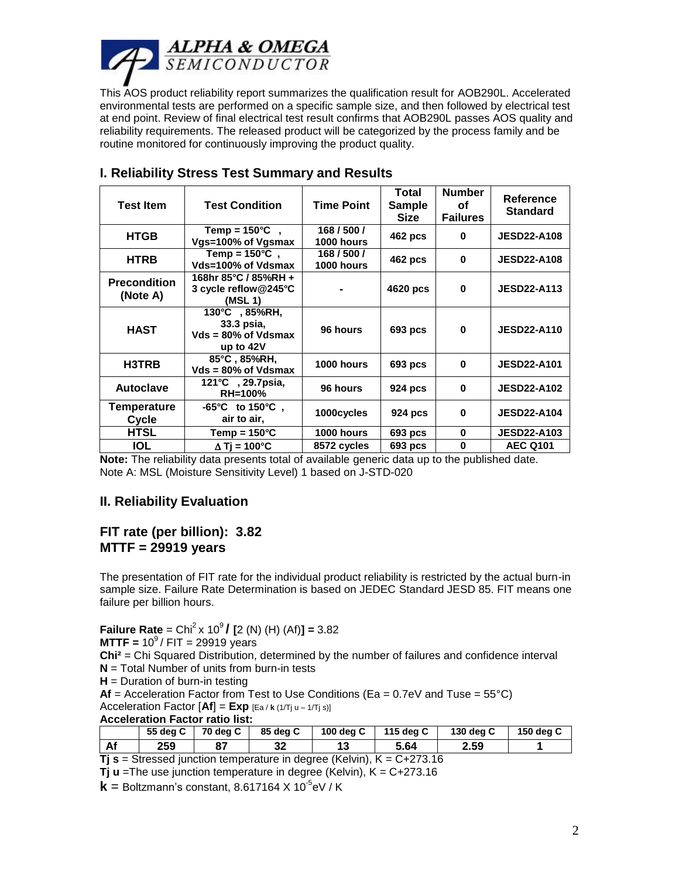This AOS product reliability report summarizes the qualification result for AOB290L. Accelerated environmental tests are performed on a specific sample size, and then followed by electrical test at end point. Review of final electrical test result confirms that AOB290L passes AOS quality and reliability requirements. The released product will be categorized by the process family and be routine monitored for continuously improving the product quality.

## I. Reliability Stress Test Summary and Results

| Test Item | Test Condition | Time Point | Total Sample Size | Number of Failures | Reference Standard |
|---|---|---|---|---|---|
| **HTGB** | **Temp = 150°C , Vgs=100% of Vgsmax** | **168 / 500 / 1000 hours** | **462 pcs** | **0** | **JESD22-A108** |
| **HTRB** | **Temp = 150°C , Vds=100% of Vdsmax** | **168 / 500 / 1000 hours** | **462 pcs** | **0** | **JESD22-A108** |
| **Precondition (Note A)** | **168hr 85°C / 85%RH + 3 cycle reflow@245°C (MSL 1)** | **-** | **4620 pcs** | **0** | **JESD22-A113** |
| **HAST** | **130°C , 85%RH, 33.3 psia, Vds = 80% of Vdsmax up to 42V** | **96 hours** | **693 pcs** | **0** | **JESD22-A110** |
| **H3TRB** | **85°C , 85%RH, Vds = 80% of Vdsmax** | **1000 hours** | **693 pcs** | **0** | **JESD22-A101** |
| **Autoclave** | **121°C , 29.7psia, RH=100%** | **96 hours** | **924 pcs** | **0** | **JESD22-A102** |
| **Temperature Cycle** | **-65°C to 150°C , air to air,** | **1000cycles** | **924 pcs** | **0** | **JESD22-A104** |
| **HTSL** | **Temp = 150°C** | **1000 hours** | **693 pcs** | **0** | **JESD22-A103** |
| **IOL** | **$\Delta$ Tj = 100°C** | **8572 cycles** | **693 pcs** | **0** | **AEC Q101** |

**Note:** The reliability data presents total of available generic data up to the published date.
Note A: MSL (Moisture Sensitivity Level) 1 based on J-STD-020

## II. Reliability Evaluation

### FIT rate (per billion): 3.82
### MTTF = 29919 years

The presentation of FIT rate for the individual product reliability is restricted by the actual burn-in sample size. Failure Rate Determination is based on JEDEC Standard JESD 85. FIT means one failure per billion hours.

**Failure Rate** = $Chi^2 \times 10^9$ **/ [**2 (N) (H) (Af)**] =** 3.82

**MTTF =** $10^9$ / FIT = 29919 years

**Chi²** = Chi Squared Distribution, determined by the number of failures and confidence interval

**N** = Total Number of units from burn-in tests

**H** = Duration of burn-in testing

**Af** = Acceleration Factor from Test to Use Conditions (Ea = 0.7eV and Tuse = 55°C)

Acceleration Factor [**Af**] = **Exp** [Ea / **k** (1/Tj u – 1/Tj s)]

**Acceleration Factor ratio list:**

| | 55 deg C | 70 deg C | 85 deg C | 100 deg C | 115 deg C | 130 deg C | 150 deg C |
|---|---|---|---|---|---|---|---|
| **Af** | **259** | **87** | **32** | **13** | **5.64** | **2.59** | **1** |

**Tj s** = Stressed junction temperature in degree (Kelvin), K = C+273.16

**Tj u** =The use junction temperature in degree (Kelvin), K = C+273.16

**k** = Boltzmann's constant, 8.617164 X $10^{-5}$eV / K